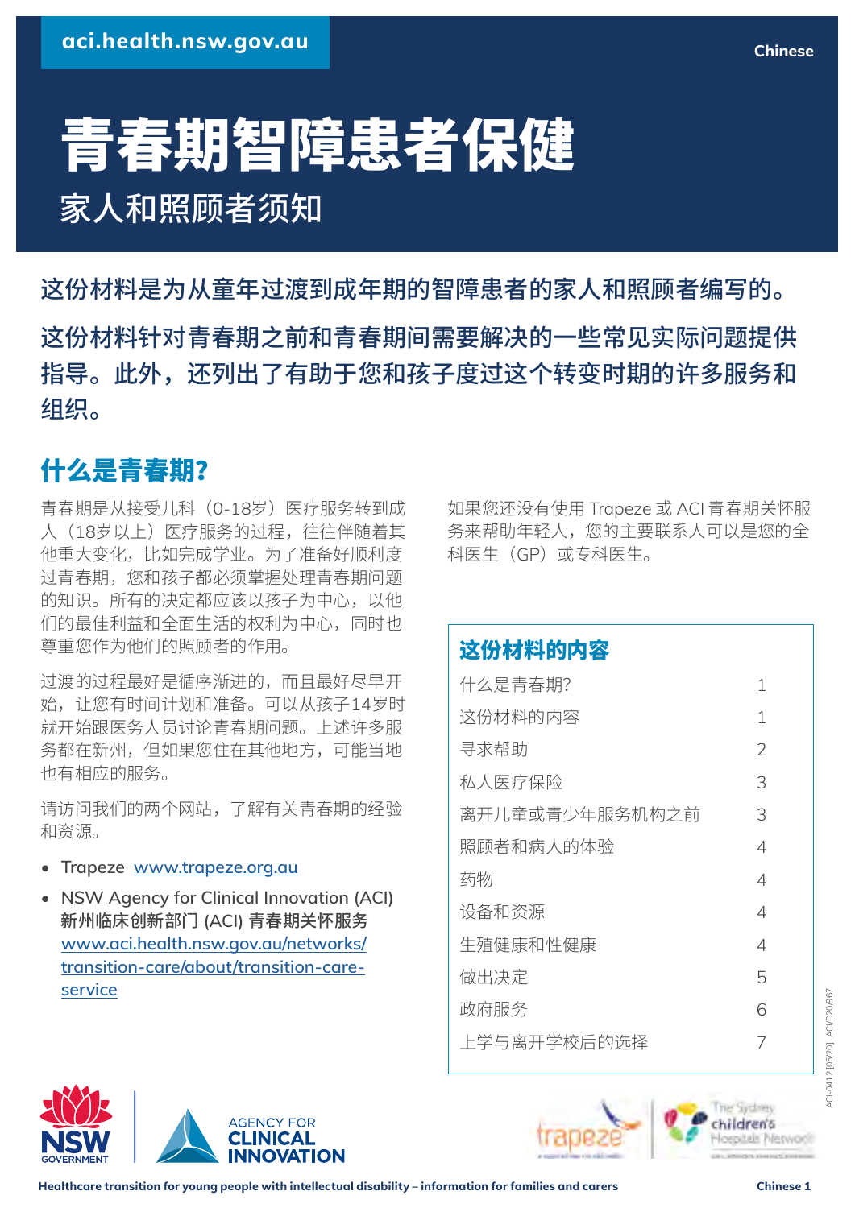aci.health.nsw.gov.au

Chinese

# 青春期智障患者保健

## 家人和照顾者须知

**这份材料是为从童年过渡到成年期的智障患者的家人和照顾者编写的。**

**这份材料针对青春期之前和青春期间需要解决的一些常见实际问题提供指导。此外，还列出了有助于您和孩子度过这个转变时期的许多服务和组织。**

## 什么是青春期?

青春期是从接受儿科（0-18岁）医疗服务转到成人（18岁以上）医疗服务的过程，往往伴随着其他重大变化，比如完成学业。为了准备好顺利度过青春期，您和孩子都必须掌握处理青春期问题的知识。所有的决定都应该以孩子为中心，以他们的最佳利益和全面生活的权利为中心，同时也尊重您作为他们的照顾者的作用。

过渡的过程最好是循序渐进的，而且最好尽早开始，让您有时间计划和准备。可以从孩子14岁时就开始跟医务人员讨论青春期问题。上述许多服务都在新州，但如果您住在其他地方，可能当地也有相应的服务。

请访问我们的两个网站，了解有关青春期的经验和资源。

- Trapeze www.trapeze.org.au
- NSW Agency for Clinical Innovation (ACI) **新州临床创新部门 (ACI) 青春期关怀服务** www.aci.health.nsw.gov.au/networks/transition-care/about/transition-care-service

如果您还没有使用 Trapeze 或 ACI 青春期关怀服务来帮助年轻人，您的主要联系人可以是您的全科医生（GP）或专科医生。

### 这份材料的内容

| | |
|---|---|
| 什么是青春期? | 1 |
| 这份材料的内容 | 1 |
| 寻求帮助 | 2 |
| 私人医疗保险 | 3 |
| 离开儿童或青少年服务机构之前 | 3 |
| 照顾者和病人的体验 | 4 |
| 药物 | 4 |
| 设备和资源 | 4 |
| 生殖健康和性健康 | 4 |
| 做出决定 | 5 |
| 政府服务 | 6 |
| 上学与离开学校后的选择 | 7 |

ACI_0412 [05/20] ACI/D20/967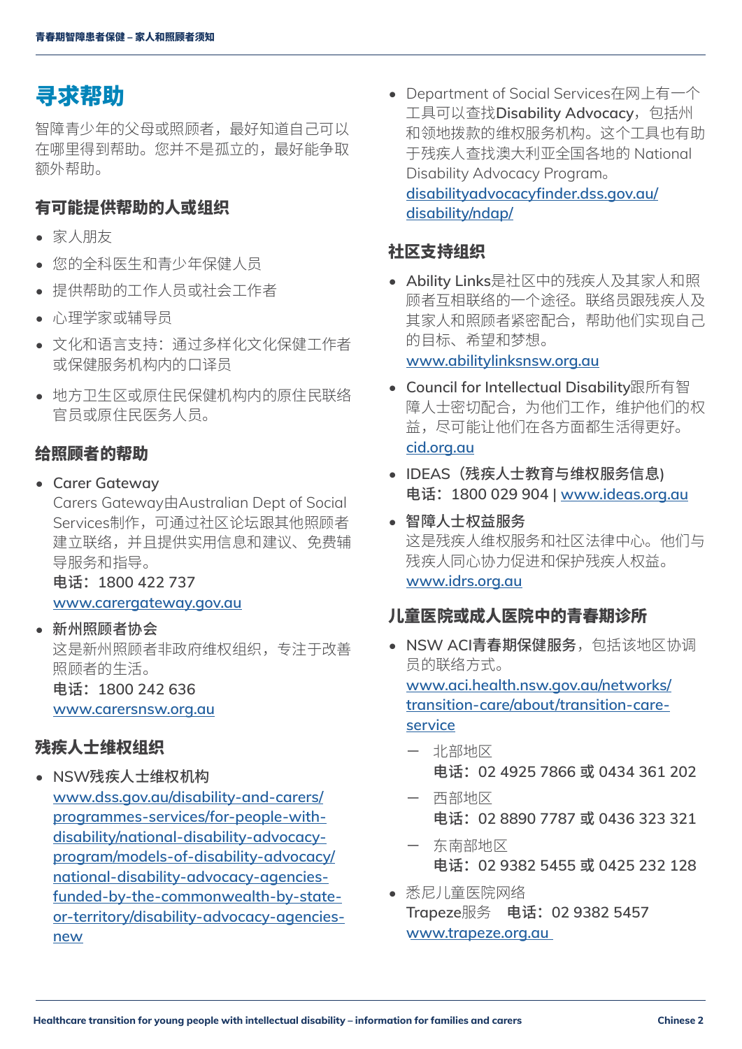# 寻求帮助

智障青少年的父母或照顾者，最好知道自己可以在哪里得到帮助。您并不是孤立的，最好能争取额外帮助。

### 有可能提供帮助的人或组织

- 家人朋友
- 您的全科医生和青少年保健人员
- 提供帮助的工作人员或社会工作者
- 心理学家或辅导员
- 文化和语言支持：通过多样化文化保健工作者或保健服务机构内的口译员
- 地方卫生区或原住民保健机构内的原住民联络官员或原住民医务人员。

### 给照顾者的帮助

- Carer Gateway
  Carers Gateway由Australian Dept of Social Services制作，可通过社区论坛跟其他照顾者建立联络，并且提供实用信息和建议、免费辅导服务和指导。
  **电话：1800 422 737**
  www.carergateway.gov.au
- **新州照顾者协会**
  这是新州照顾者非政府维权组织，专注于改善照顾者的生活。
  **电话：1800 242 636**
  www.carersnsw.org.au

### 残疾人士维权组织

- NSW残疾人士维权机构
  www.dss.gov.au/disability-and-carers/programmes-services/for-people-with-disability/national-disability-advocacy-program/models-of-disability-advocacy/national-disability-advocacy-agencies-funded-by-the-commonwealth-by-state-or-territory/disability-advocacy-agencies-new
- Department of Social Services在网上有一个工具可以查找**Disability Advocacy**，包括州和领地拨款的维权服务机构。这个工具也有助于残疾人查找澳大利亚全国各地的 National Disability Advocacy Program。
  disabilityadvocacyfinder.dss.gov.au/disability/ndap/

### 社区支持组织

- Ability Links是社区中的残疾人及其家人和照顾者互相联络的一个途径。联络员跟残疾人及其家人和照顾者紧密配合，帮助他们实现自己的目标、希望和梦想。
  www.abilitylinksnsw.org.au
- Council for Intellectual Disability跟所有智障人士密切配合，为他们工作，维护他们的权益，尽可能让他们在各方面都生活得更好。
  cid.org.au
- **IDEAS（残疾人士教育与维权服务信息）**
  **电话：1800 029 904** | www.ideas.org.au
- **智障人士权益服务**
  这是残疾人维权服务和社区法律中心。他们与残疾人同心协力促进和保护残疾人权益。
  www.idrs.org.au

### 儿童医院或成人医院中的青春期诊所

- NSW ACI**青春期保健服务**，包括该地区协调员的联络方式。
  www.aci.health.nsw.gov.au/networks/transition-care/about/transition-care-service
  - 北部地区
    **电话：02 4925 7866 或 0434 361 202**
  - 西部地区
    **电话：02 8890 7787 或 0436 323 321**
  - 东南部地区
    **电话：02 9382 5455 或 0425 232 128**
- 悉尼儿童医院网络
  Trapeze服务　**电话：02 9382 5457**
  www.trapeze.org.au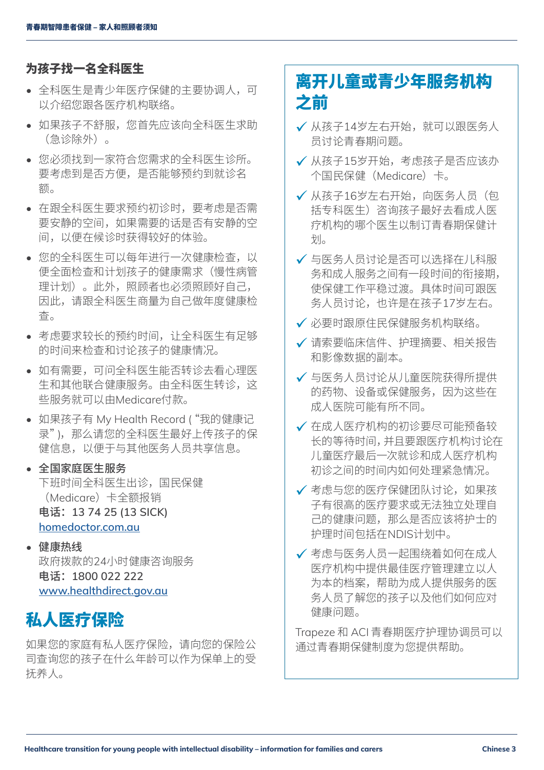### 为孩子找一名全科医生

- 全科医生是青少年医疗保健的主要协调人，可以介绍您跟各医疗机构联络。
- 如果孩子不舒服，您首先应该向全科医生求助（急诊除外）。
- 您必须找到一家符合您需求的全科医生诊所。要考虑到是否方便，是否能够预约到就诊名额。
- 在跟全科医生要求预约初诊时，要考虑是否需要安静的空间，如果需要的话是否有安静的空间，以便在候诊时获得较好的体验。
- 您的全科医生可以每年进行一次健康检查，以便全面检查和计划孩子的健康需求（慢性病管理计划）。此外，照顾者也必须照顾好自己，因此，请跟全科医生商量为自己做年度健康检查。
- 考虑要求较长的预约时间，让全科医生有足够的时间来检查和讨论孩子的健康情况。
- 如有需要，可问全科医生能否转诊去看心理医生和其他联合健康服务。由全科医生转诊，这些服务就可以由Medicare付款。
- 如果孩子有 My Health Record ("我的健康记录")，那么请您的全科医生最好上传孩子的保健信息，以便于与其他医务人员共享信息。
- **全国家庭医生服务**
  下班时间全科医生出诊，国民保健（Medicare）卡全额报销
  **电话：13 74 25 (13 SICK)**
  homedoctor.com.au
- **健康热线**
  政府拨款的24小时健康咨询服务
  **电话：1800 022 222**
  www.healthdirect.gov.au

## 私人医疗保险

如果您的家庭有私人医疗保险，请向您的保险公司查询您的孩子在什么年龄可以作为保单上的受抚养人。

## 离开儿童或青少年服务机构之前

- ✓ 从孩子14岁左右开始，就可以跟医务人员讨论青春期问题。
- ✓ 从孩子15岁开始，考虑孩子是否应该办个国民保健（Medicare）卡。
- ✓ 从孩子16岁左右开始，向医务人员（包括专科医生）咨询孩子最好去看成人医疗机构的哪个医生以制订青春期保健计划。
- ✓ 与医务人员讨论是否可以选择在儿科服务和成人服务之间有一段时间的衔接期，使保健工作平稳过渡。具体时间可跟医务人员讨论，也许是在孩子17岁左右。
- ✓ 必要时跟原住民保健服务机构联络。
- ✓ 请索要临床信件、护理摘要、相关报告和影像数据的副本。
- ✓ 与医务人员讨论从儿童医院获得所提供的药物、设备或保健服务，因为这些在成人医院可能有所不同。
- ✓ 在成人医疗机构的初诊要尽可能预备较长的等待时间，并且要跟医疗机构讨论在儿童医疗最后一次就诊和成人医疗机构初诊之间的时间内如何处理紧急情况。
- ✓ 考虑与您的医疗保健团队讨论，如果孩子有很高的医疗要求或无法独立处理自己的健康问题，那么是否应该将护士的护理时间包括在NDIS计划中。
- ✓ 考虑与医务人员一起围绕着如何在成人医疗机构中提供最佳医疗管理建立以人为本的档案，帮助为成人提供服务的医务人员了解您的孩子以及他们如何应对健康问题。

Trapeze 和 ACI 青春期医疗护理协调员可以通过青春期保健制度为您提供帮助。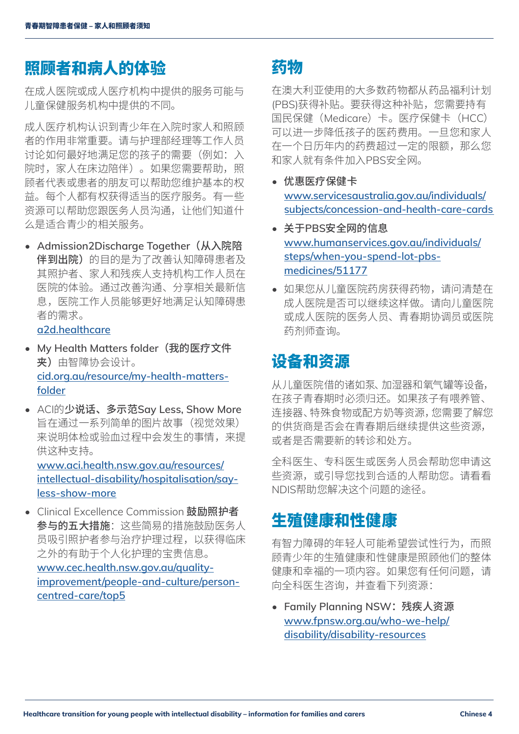## 照顾者和病人的体验

在成人医院或成人医疗机构中提供的服务可能与儿童保健服务机构中提供的不同。

成人医疗机构认识到青少年在入院时家人和照顾者的作用非常重要。请与护理部经理等工作人员讨论如何最好地满足您的孩子的需要（例如：入院时，家人在床边陪伴）。如果您需要帮助，照顾者代表或患者的朋友可以帮助您维护基本的权益。每个人都有权获得适当的医疗服务。有一些资源可以帮助您跟医务人员沟通，让他们知道什么是适合青少的相关服务。

- Admission2Discharge Together（**从入院陪伴到出院**）的目的是为了改善认知障碍患者及其照护者、家人和残疾人支持机构工作人员在医院的体验。通过改善沟通、分享相关最新信息，医院工作人员能够更好地满足认知障碍患者的需求。
  a2d.healthcare
- My Health Matters folder（**我的医疗文件夹**）由智障协会设计。
  cid.org.au/resource/my-health-matters-folder
- ACI的**少说话、多示范**Say Less, Show More旨在通过一系列简单的图片故事（视觉效果）来说明体检或验血过程中会发生的事情，来提供这种支持。
  www.aci.health.nsw.gov.au/resources/intellectual-disability/hospitalisation/say-less-show-more
- Clinical Excellence Commission **鼓励照护者参与的五大措施**：这些简易的措施鼓励医务人员吸引照护者参与治疗护理过程，以获得临床之外的有助于个人化护理的宝贵信息。
  www.cec.health.nsw.gov.au/quality-improvement/people-and-culture/person-centred-care/top5

## 药物

在澳大利亚使用的大多数药物都从药品福利计划(PBS)获得补贴。要获得这种补贴，您需要持有国民保健（Medicare）卡。医疗保健卡（HCC）可以进一步降低孩子的医药费用。一旦您和家人在一个日历年内的药费超过一定的限额，那么您和家人就有条件加入PBS安全网。

- **优惠医疗保健卡**
  www.servicesaustralia.gov.au/individuals/subjects/concession-and-health-care-cards
- **关于PBS安全网的信息**
  www.humanservices.gov.au/individuals/steps/when-you-spend-lot-pbs-medicines/51177
- 如果您从儿童医院药房获得药物，请问清楚在成人医院是否可以继续这样做。请向儿童医院或成人医院的医务人员、青春期协调员或医院药剂师查询。

## 设备和资源

从儿童医院借的诸如泵、加湿器和氧气罐等设备，在孩子青春期时必须归还。如果孩子有喂养管、连接器、特殊食物或配方奶等资源，您需要了解您的供货商是否会在青春期后继续提供这些资源，或者是否需要新的转诊和处方。

全科医生、专科医生或医务人员会帮助您申请这些资源，或引导您找到合适的人帮助您。请看看NDIS帮助您解决这个问题的途径。

## 生殖健康和性健康

有智力障碍的年轻人可能希望尝试性行为，而照顾青少年的生殖健康和性健康是照顾他们的整体健康和幸福的一项内容。如果您有任何问题，请向全科医生咨询，并查看下列资源：

- Family Planning NSW：**残疾人资源**
  www.fpnsw.org.au/who-we-help/disability/disability-resources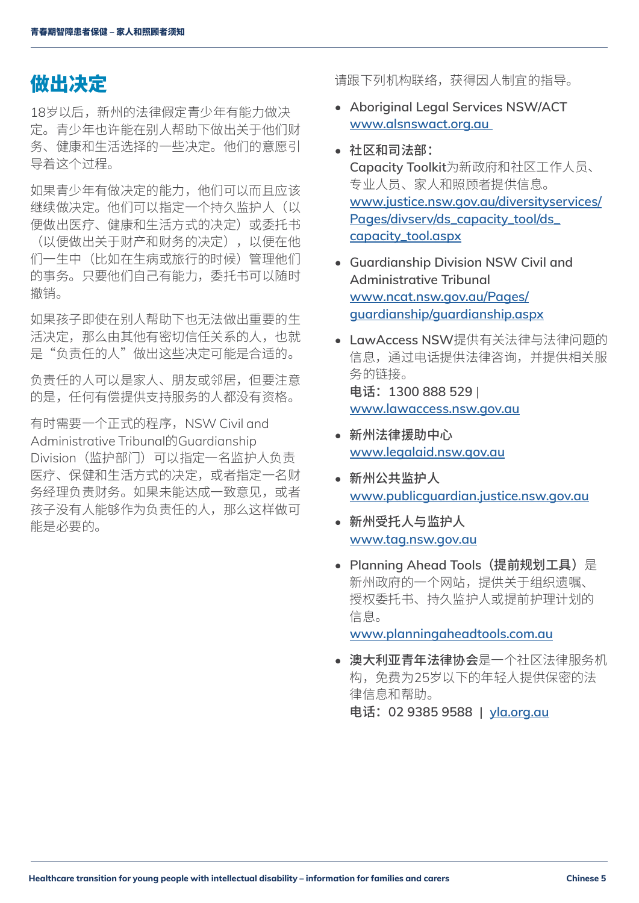# 做出决定

18岁以后，新州的法律假定青少年有能力做决定。青少年也许能在别人帮助下做出关于他们财务、健康和生活选择的一些决定。他们的意愿引导着这个过程。

如果青少年有做决定的能力，他们可以而且应该继续做决定。他们可以指定一个持久监护人（以便做出医疗、健康和生活方式的决定）或委托书（以便做出关于财产和财务的决定），以便在他们一生中（比如在生病或旅行的时候）管理他们的事务。只要他们自己有能力，委托书可以随时撤销。

如果孩子即使在别人帮助下也无法做出重要的生活决定，那么由其他有密切信任关系的人，也就是"负责任的人"做出这些决定可能是合适的。

负责任的人可以是家人、朋友或邻居，但要注意的是，任何有偿提供支持服务的人都没有资格。

有时需要一个正式的程序，NSW Civil and Administrative Tribunal的Guardianship Division（监护部门）可以指定一名监护人负责医疗、保健和生活方式的决定，或者指定一名财务经理负责财务。如果未能达成一致意见，或者孩子没有人能够作为负责任的人，那么这样做可能是必要的。

请跟下列机构联络，获得因人制宜的指导。

- Aboriginal Legal Services NSW/ACT
  www.alsnswact.org.au
- **社区和司法部：**
  Capacity Toolkit为新政府和社区工作人员、专业人员、家人和照顾者提供信息。
  www.justice.nsw.gov.au/diversityservices/Pages/divserv/ds_capacity_tool/ds_capacity_tool.aspx
- Guardianship Division NSW Civil and Administrative Tribunal
  www.ncat.nsw.gov.au/Pages/guardianship/guardianship.aspx
- LawAccess NSW提供有关法律与法律问题的信息，通过电话提供法律咨询，并提供相关服务的链接。
  **电话：**1300 888 529 |
  www.lawaccess.nsw.gov.au
- **新州法律援助中心**
  www.legalaid.nsw.gov.au
- **新州公共监护人**
  www.publicguardian.justice.nsw.gov.au
- **新州受托人与监护人**
  www.tag.nsw.gov.au
- Planning Ahead Tools（**提前规划工具**）是新州政府的一个网站，提供关于组织遗嘱、授权委托书、持久监护人或提前护理计划的信息。
  www.planningaheadtools.com.au
- **澳大利亚青年法律协会**是一个社区法律服务机构，免费为25岁以下的年轻人提供保密的法律信息和帮助。
  **电话：**02 9385 9588 | yla.org.au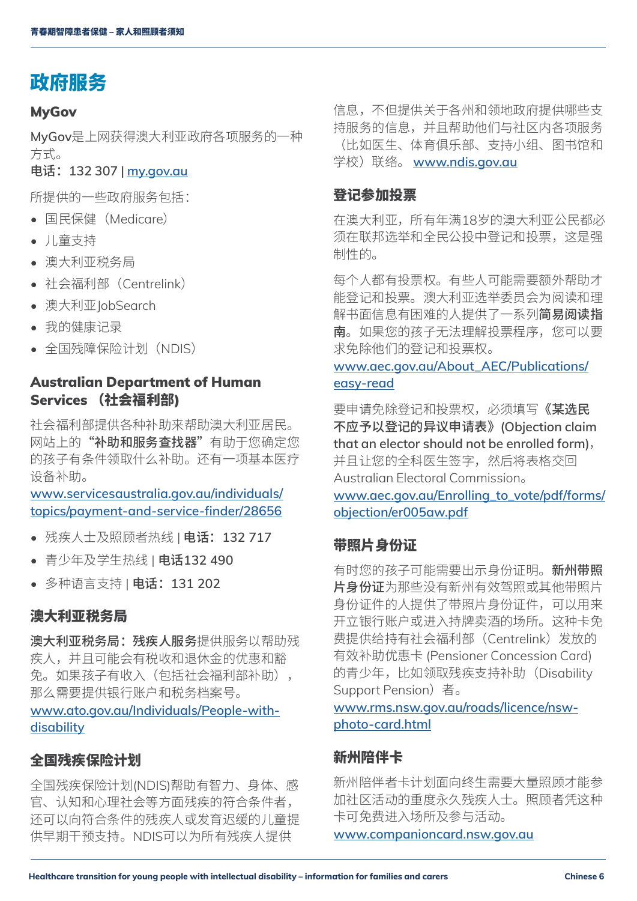# 政府服务

### MyGov

MyGov是上网获得澳大利亚政府各项服务的一种方式。
**电话：**132 307 | my.gov.au

所提供的一些政府服务包括：

- 国民保健（Medicare）
- 儿童支持
- 澳大利亚税务局
- 社会福利部（Centrelink）
- 澳大利亚JobSearch
- 我的健康记录
- 全国残障保险计划（NDIS）

### Australian Department of Human Services （社会福利部）

社会福利部提供各种补助来帮助澳大利亚居民。网站上的**"补助和服务查找器"**有助于您确定您的孩子有条件领取什么补助。还有一项基本医疗设备补助。
www.servicesaustralia.gov.au/individuals/topics/payment-and-service-finder/28656

- 残疾人士及照顾者热线 | **电话：**132 717
- 青少年及学生热线 | **电话**132 490
- 多种语言支持 | **电话：**131 202

### 澳大利亚税务局

**澳大利亚税务局：残疾人服务**提供服务以帮助残疾人，并且可能会有税收和退休金的优惠和豁免。如果孩子有收入（包括社会福利部补助），那么需要提供银行账户和税务档案号。
www.ato.gov.au/Individuals/People-with-disability

### 全国残疾保险计划

全国残疾保险计划(NDIS)帮助有智力、身体、感官、认知和心理社会等方面残疾的符合条件者，还可以向符合条件的残疾人或发育迟缓的儿童提供早期干预支持。NDIS可以为所有残疾人提供信息，不但提供关于各州和领地政府提供哪些支持服务的信息，并且帮助他们与社区内各项服务（比如医生、体育俱乐部、支持小组、图书馆和学校）联络。 www.ndis.gov.au

### 登记参加投票

在澳大利亚，所有年满18岁的澳大利亚公民都必须在联邦选举和全民公投中登记和投票，这是强制性的。

每个人都有投票权。有些人可能需要额外帮助才能登记和投票。澳大利亚选举委员会为阅读和理解书面信息有困难的人提供了一系列**简易阅读指南**。如果您的孩子无法理解投票程序，您可以要求免除他们的登记和投票权。
www.aec.gov.au/About_AEC/Publications/easy-read

要申请免除登记和投票权，必须填写**《某选民不予以登记的异议申请表》(Objection claim that an elector should not be enrolled form)**，并且让您的全科医生签字，然后将表格交回Australian Electoral Commission。
www.aec.gov.au/Enrolling_to_vote/pdf/forms/objection/er005aw.pdf

### 带照片身份证

有时您的孩子可能需要出示身份证明。**新州带照片身份证**为那些没有新州有效驾照或其他带照片身份证件的人提供了带照片身份证件，可以用来开立银行账户或进入持牌卖酒的场所。这种卡免费提供给持有社会福利部（Centrelink）发放的有效补助优惠卡 (Pensioner Concession Card)的青少年，比如领取残疾支持补助（Disability Support Pension）者。
www.rms.nsw.gov.au/roads/licence/nsw-photo-card.html

### 新州陪伴卡

新州陪伴者卡计划面向终生需要大量照顾才能参加社区活动的重度永久残疾人士。照顾者凭这种卡可免费进入场所及参与活动。
www.companioncard.nsw.gov.au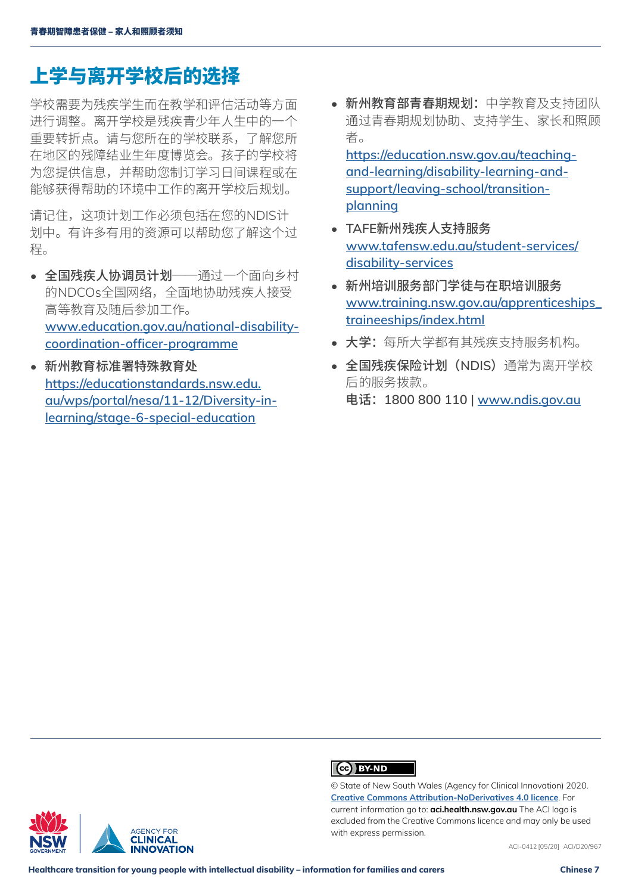# 上学与离开学校后的选择

学校需要为残疾学生而在教学和评估活动等方面进行调整。离开学校是残疾青少年人生中的一个重要转折点。请与您所在的学校联系，了解您所在地区的残障结业生年度博览会。孩子的学校将为您提供信息，并帮助您制订学习日间课程或在能够获得帮助的环境中工作的离开学校后规划。

请记住，这项计划工作必须包括在您的NDIS计划中。有许多有用的资源可以帮助您了解这个过程。

- **全国残疾人协调员计划**——通过一个面向乡村的NDCOs全国网络，全面地协助残疾人接受高等教育及随后参加工作。
  www.education.gov.au/national-disability-coordination-officer-programme
- **新州教育标准署特殊教育处**
  https://educationstandards.nsw.edu.au/wps/portal/nesa/11-12/Diversity-in-learning/stage-6-special-education
- **新州教育部青春期规划：**中学教育及支持团队通过青春期规划协助、支持学生、家长和照顾者。
  https://education.nsw.gov.au/teaching-and-learning/disability-learning-and-support/leaving-school/transition-planning
- **TAFE新州残疾人支持服务**
  www.tafensw.edu.au/student-services/disability-services
- **新州培训服务部门学徒与在职培训服务**
  www.training.nsw.gov.au/apprenticeships_traineeships/index.html
- **大学：**每所大学都有其残疾支持服务机构。
- **全国残疾保险计划**（NDIS）通常为离开学校后的服务拨款。
  **电话：**1800 800 110 | www.ndis.gov.au

CC BY-ND

© State of New South Wales (Agency for Clinical Innovation) 2020. Creative Commons Attribution-NoDerivatives 4.0 licence. For current information go to: **aci.health.nsw.gov.au** The ACI logo is excluded from the Creative Commons licence and may only be used with express permission.

ACI-0412 [05/20] ACI/D20/967